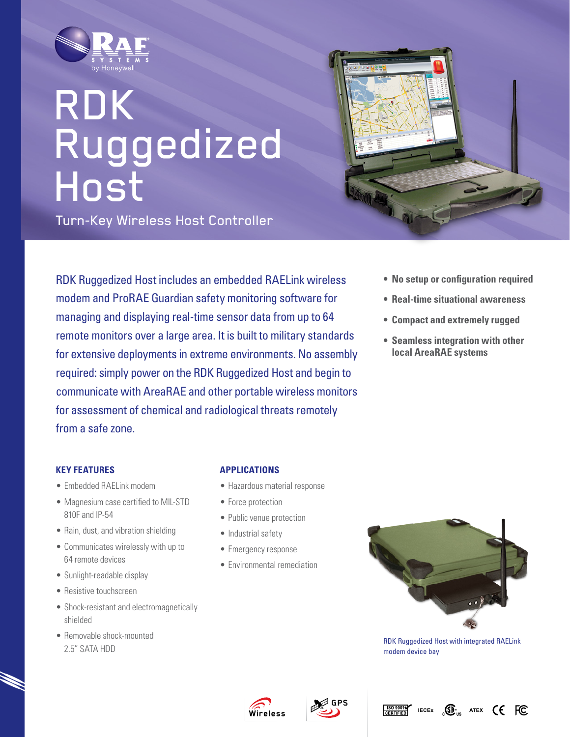RAE SYSTEMS by Honeywell

# RDK Ruggedized Host

## Turn-Key Wireless Host Controller

RDK Ruggedized Host includes an embedded RAELink wireless modem and ProRAE Guardian safety monitoring software for managing and displaying real-time sensor data from up to 64 remote monitors over a large area. It is built to military standards for extensive deployments in extreme environments. No assembly required: simply power on the RDK Ruggedized Host and begin to communicate with AreaRAE and other portable wireless monitors for assessment of chemical and radiological threats remotely from a safe zone.

- **No setup or configuration required**
- **Real-time situational awareness**
- **Compact and extremely rugged**
- **Seamless integration with other local AreaRAE systems**

### KEY FEATURES

- Embedded RAELink modem
- Magnesium case certified to MIL-STD 810F and IP-54
- Rain, dust, and vibration shielding
- Communicates wirelessly with up to 64 remote devices
- Sunlight-readable display
- Resistive touchscreen
- Shock-resistant and electromagnetically shielded
- Removable shock-mounted 2.5" SATA HDD

### APPLICATIONS

- Hazardous material response
- Force protection
- Public venue protection
- Industrial safety
- Emergency response
- Environmental remediation

RDK Ruggedized Host with integrated RAELink modem device bay

Wireless GPS

ISO 9001 CERTIFIED IECEx ATEX CE FC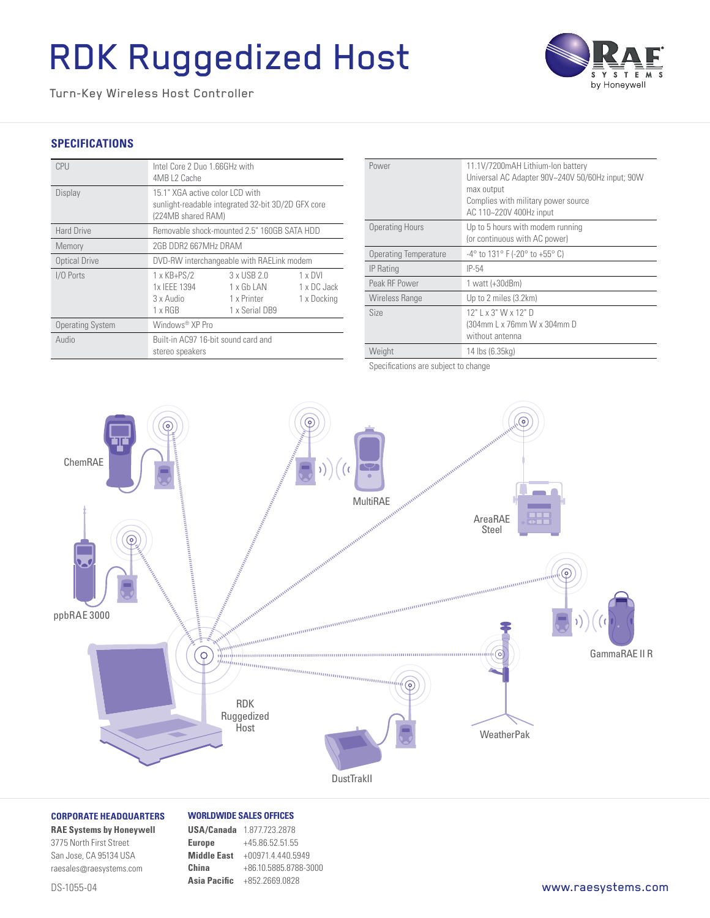# RDK Ruggedized Host

Turn-Key Wireless Host Controller

## SPECIFICATIONS

| | |
|---|---|
| CPU | Intel Core 2 Duo 1.66GHz with 4MB L2 Cache |
| Display | 15.1" XGA active color LCD with sunlight-readable integrated 32-bit 3D/2D GFX core (224MB shared RAM) |
| Hard Drive | Removable shock-mounted 2.5" 160GB SATA HDD |
| Memory | 2GB DDR2 667MHz DRAM |
| Optical Drive | DVD-RW interchangeable with RAELink modem |
| I/O Ports | 1 x KB+PS/2, 1x IEEE 1394, 3 x Audio, 1 x RGB, 3 x USB 2.0, 1 x Gb LAN, 1 x Printer, 1 x Serial DB9, 1 x DVI, 1 x DC Jack, 1 x Docking |
| Operating System | Windows® XP Pro |
| Audio | Built-in AC97 16-bit sound card and stereo speakers |

| | |
|---|---|
| Power | 11.1V/7200mAH Lithium-Ion battery<br>Universal AC Adapter 90V~240V 50/60Hz input; 90W max output<br>Complies with military power source<br>AC 110~220V 400Hz input |
| Operating Hours | Up to 5 hours with modem running (or continuous with AC power) |
| Operating Temperature | -4° to 131° F (-20° to +55° C) |
| IP Rating | IP-54 |
| Peak RF Power | 1 watt (+30dBm) |
| Wireless Range | Up to 2 miles (3.2km) |
| Size | 12" L x 3" W x 12" D (304mm L x 76mm W x 304mm D without antenna |
| Weight | 14 lbs (6.35kg) |

Specifications are subject to change

ChemRAE
MultiRAE
AreaRAE Steel
ppbRAE 3000
GammaRAE II R
RDK Ruggedized Host
WeatherPak
DustTrakII

**CORPORATE HEADQUARTERS**

**RAE Systems by Honeywell**
3775 North First Street
San Jose, CA 95134 USA
raesales@raesystems.com

**WORLDWIDE SALES OFFICES**

**USA/Canada** 1.877.723.2878
**Europe** +45.86.52.51.55
**Middle East** +00971.4.440.5949
**China** +86.10.5885.8788-3000
**Asia Pacific** +852.2669.0828

DS-1055-04

www.raesystems.com